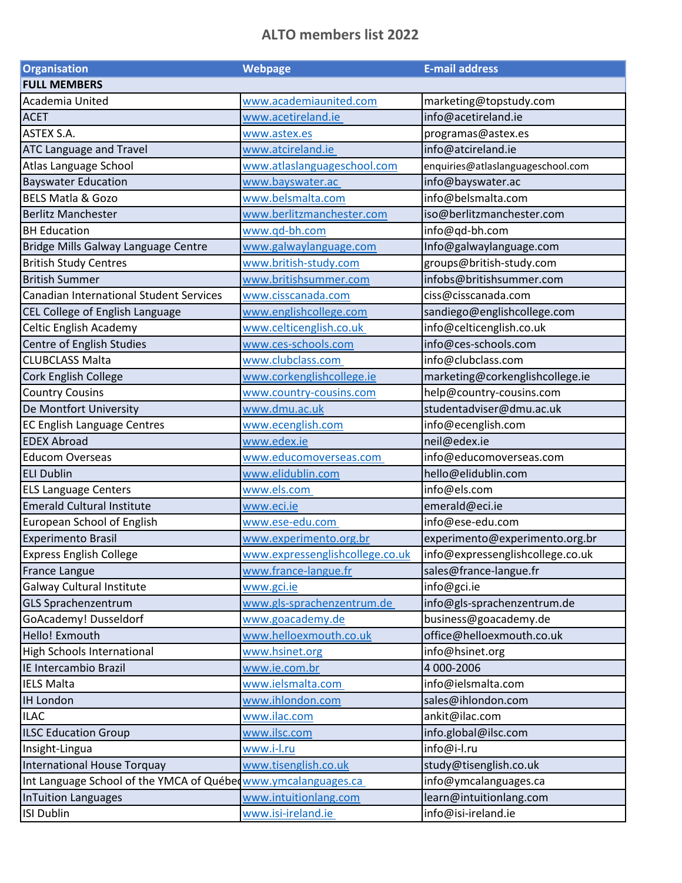# ALTO members list 2022

| Organisation | Webpage | E-mail address |
|---|---|---|
| **FULL MEMBERS** | | |
| Academia United | www.academiaunited.com | marketing@topstudy.com |
| ACET | www.acetireland.ie | info@acetireland.ie |
| ASTEX S.A. | www.astex.es | programas@astex.es |
| ATC Language and Travel | www.atcireland.ie | info@atcireland.ie |
| Atlas Language School | www.atlaslanguageschool.com | enquiries@atlaslanguageschool.com |
| Bayswater Education | www.bayswater.ac | info@bayswater.ac |
| BELS Matla & Gozo | www.belsmalta.com | info@belsmalta.com |
| Berlitz Manchester | www.berlitzmanchester.com | iso@berlitzmanchester.com |
| BH Education | www.qd-bh.com | info@qd-bh.com |
| Bridge Mills Galway Language Centre | www.galwaylanguage.com | Info@galwaylanguage.com |
| British Study Centres | www.british-study.com | groups@british-study.com |
| British Summer | www.britishsummer.com | infobs@britishsummer.com |
| Canadian International Student Services | www.cisscanada.com | ciss@cisscanada.com |
| CEL College of English Language | www.englishcollege.com | sandiego@englishcollege.com |
| Celtic English Academy | www.celticenglish.co.uk | info@celticenglish.co.uk |
| Centre of English Studies | www.ces-schools.com | info@ces-schools.com |
| CLUBCLASS Malta | www.clubclass.com | info@clubclass.com |
| Cork English College | www.corkenglishcollege.ie | marketing@corkenglishcollege.ie |
| Country Cousins | www.country-cousins.com | help@country-cousins.com |
| De Montfort University | www.dmu.ac.uk | studentadviser@dmu.ac.uk |
| EC English Language Centres | www.ecenglish.com | info@ecenglish.com |
| EDEX Abroad | www.edex.ie | neil@edex.ie |
| Educom Overseas | www.educomoverseas.com | info@educomoverseas.com |
| ELI Dublin | www.elidublin.com | hello@elidublin.com |
| ELS Language Centers | www.els.com | info@els.com |
| Emerald Cultural Institute | www.eci.ie | emerald@eci.ie |
| European School of English | www.ese-edu.com | info@ese-edu.com |
| Experimento Brasil | www.experimento.org.br | experimento@experimento.org.br |
| Express English College | www.expressenglishcollege.co.uk | info@expressenglishcollege.co.uk |
| France Langue | www.france-langue.fr | sales@france-langue.fr |
| Galway Cultural Institute | www.gci.ie | info@gci.ie |
| GLS Sprachenzentrum | www.gls-sprachenzentrum.de | info@gls-sprachenzentrum.de |
| GoAcademy! Dusseldorf | www.goacademy.de | business@goacademy.de |
| Hello! Exmouth | www.helloexmouth.co.uk | office@helloexmouth.co.uk |
| High Schools International | www.hsinet.org | info@hsinet.org |
| IE Intercambio Brazil | www.ie.com.br | 4 000-2006 |
| IELS Malta | www.ielsmalta.com | info@ielsmalta.com |
| IH London | www.ihlondon.com | sales@ihlondon.com |
| ILAC | www.ilac.com | ankit@ilac.com |
| ILSC Education Group | www.ilsc.com | info.global@ilsc.com |
| Insight-Lingua | www.i-l.ru | info@i-l.ru |
| International House Torquay | www.tisenglish.co.uk | study@tisenglish.co.uk |
| Int Language School of the YMCA of Québec | www.ymcalanguages.ca | info@ymcalanguages.ca |
| InTuition Languages | www.intuitionlang.com | learn@intuitionlang.com |
| ISI Dublin | www.isi-ireland.ie | info@isi-ireland.ie |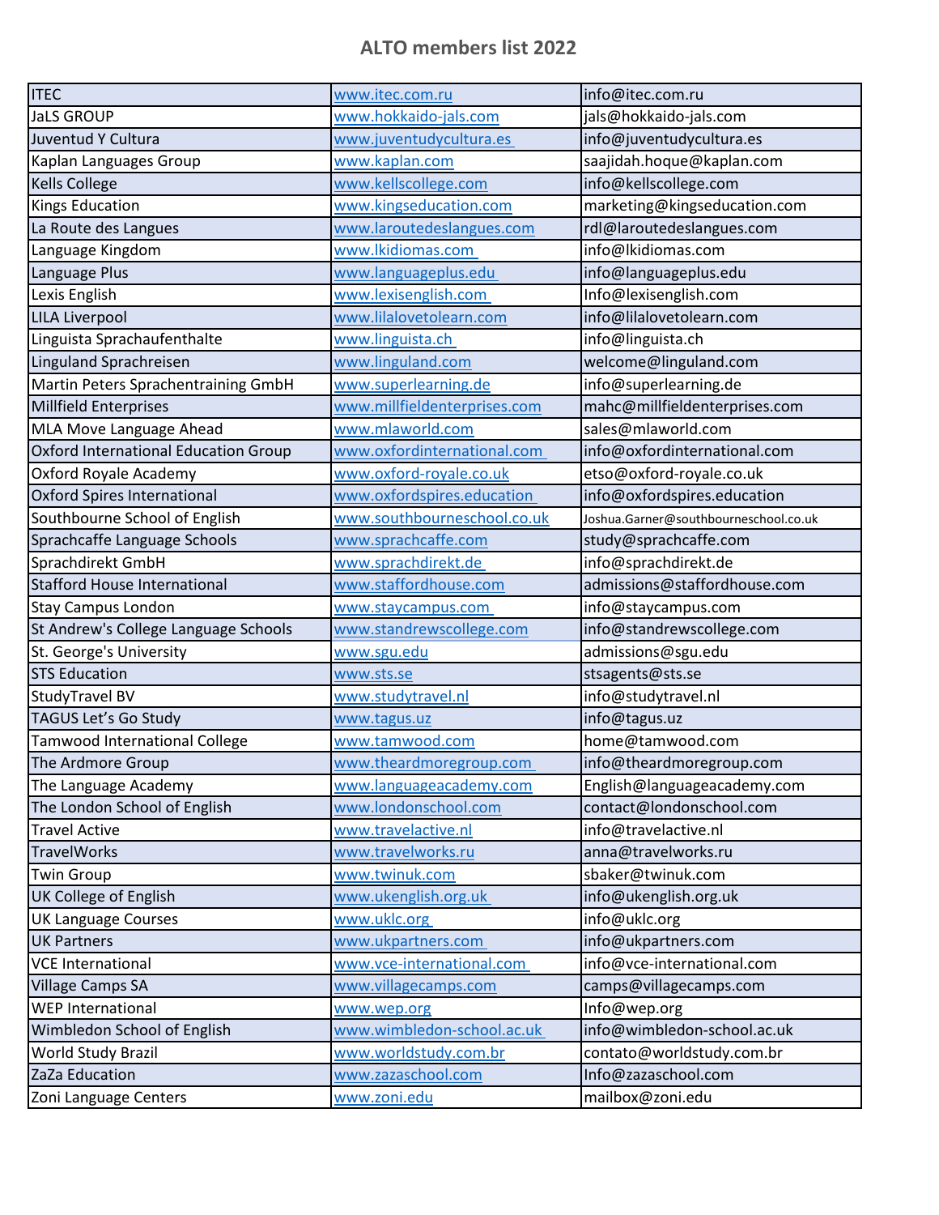# ALTO members list 2022

| | | |
|---|---|---|
| ITEC | www.itec.com.ru | info@itec.com.ru |
| JaLS GROUP | www.hokkaido-jals.com | jals@hokkaido-jals.com |
| Juventud Y Cultura | www.juventudycultura.es | info@juventudycultura.es |
| Kaplan Languages Group | www.kaplan.com | saajidah.hoque@kaplan.com |
| Kells College | www.kellscollege.com | info@kellscollege.com |
| Kings Education | www.kingseducation.com | marketing@kingseducation.com |
| La Route des Langues | www.laroutedeslangues.com | rdl@laroutedeslangues.com |
| Language Kingdom | www.lkidiomas.com | info@lkidiomas.com |
| Language Plus | www.languageplus.edu | info@languageplus.edu |
| Lexis English | www.lexisenglish.com | Info@lexisenglish.com |
| LILA Liverpool | www.lilalovetolearn.com | info@lilalovetolearn.com |
| Linguista Sprachaufenthalte | www.linguista.ch | info@linguista.ch |
| Linguland Sprachreisen | www.linguland.com | welcome@linguland.com |
| Martin Peters Sprachentraining GmbH | www.superlearning.de | info@superlearning.de |
| Millfield Enterprises | www.millfieldenterprises.com | mahc@millfieldenterprises.com |
| MLA Move Language Ahead | www.mlaworld.com | sales@mlaworld.com |
| Oxford International Education Group | www.oxfordinternational.com | info@oxfordinternational.com |
| Oxford Royale Academy | www.oxford-royale.co.uk | etso@oxford-royale.co.uk |
| Oxford Spires International | www.oxfordspires.education | info@oxfordspires.education |
| Southbourne School of English | www.southbourneschool.co.uk | Joshua.Garner@southbourneschool.co.uk |
| Sprachcaffe Language Schools | www.sprachcaffe.com | study@sprachcaffe.com |
| Sprachdirekt GmbH | www.sprachdirekt.de | info@sprachdirekt.de |
| Stafford House International | www.staffordhouse.com | admissions@staffordhouse.com |
| Stay Campus London | www.staycampus.com | info@staycampus.com |
| St Andrew's College Language Schools | www.standrewscollege.com | info@standrewscollege.com |
| St. George's University | www.sgu.edu | admissions@sgu.edu |
| STS Education | www.sts.se | stsagents@sts.se |
| StudyTravel BV | www.studytravel.nl | info@studytravel.nl |
| TAGUS Let's Go Study | www.tagus.uz | info@tagus.uz |
| Tamwood International College | www.tamwood.com | home@tamwood.com |
| The Ardmore Group | www.theardmoregroup.com | info@theardmoregroup.com |
| The Language Academy | www.languageacademy.com | English@languageacademy.com |
| The London School of English | www.londonschool.com | contact@londonschool.com |
| Travel Active | www.travelactive.nl | info@travelactive.nl |
| TravelWorks | www.travelworks.ru | anna@travelworks.ru |
| Twin Group | www.twinuk.com | sbaker@twinuk.com |
| UK College of English | www.ukenglish.org.uk | info@ukenglish.org.uk |
| UK Language Courses | www.uklc.org | info@uklc.org |
| UK Partners | www.ukpartners.com | info@ukpartners.com |
| VCE International | www.vce-international.com | info@vce-international.com |
| Village Camps SA | www.villagecamps.com | camps@villagecamps.com |
| WEP International | www.wep.org | Info@wep.org |
| Wimbledon School of English | www.wimbledon-school.ac.uk | info@wimbledon-school.ac.uk |
| World Study Brazil | www.worldstudy.com.br | contato@worldstudy.com.br |
| ZaZa Education | www.zazaschool.com | Info@zazaschool.com |
| Zoni Language Centers | www.zoni.edu | mailbox@zoni.edu |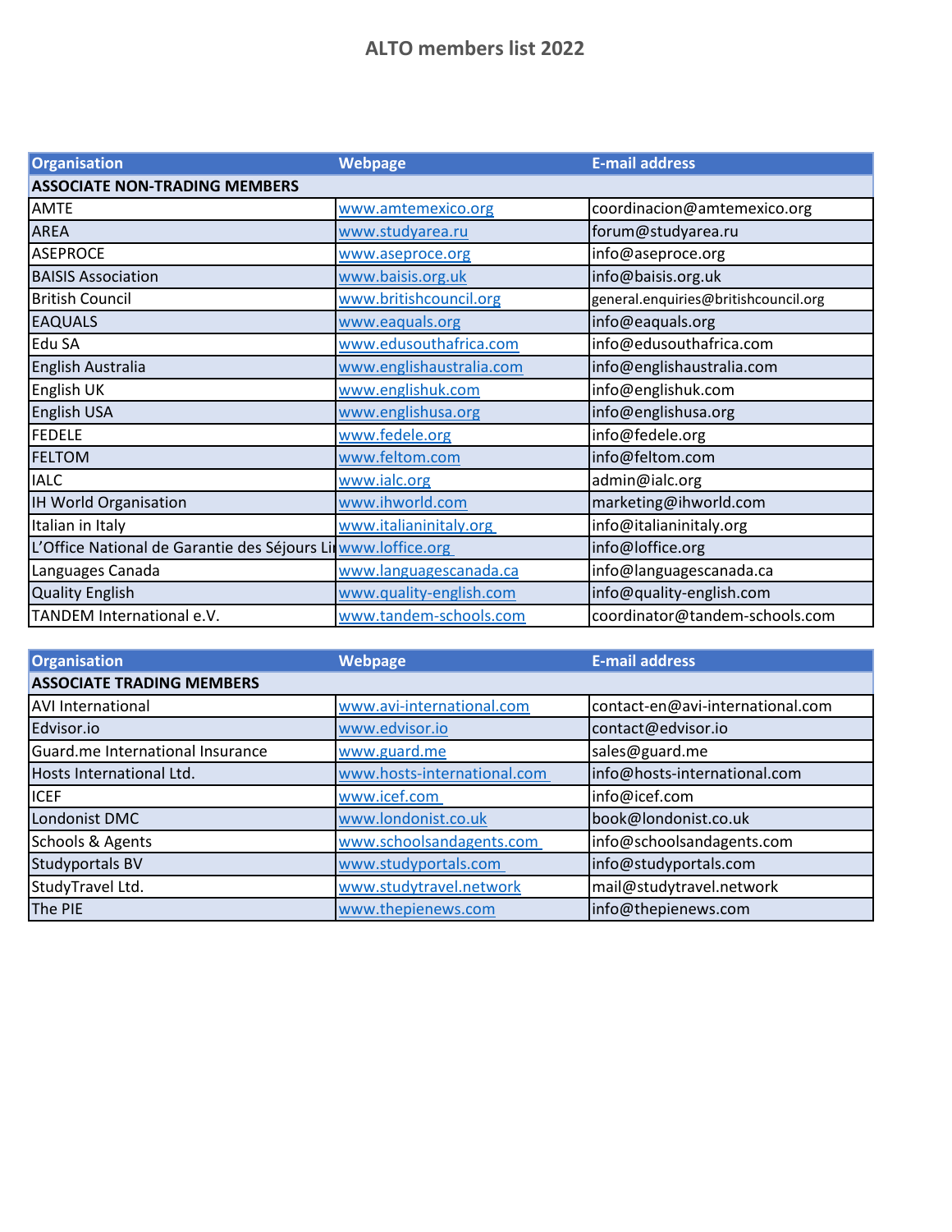# ALTO members list 2022

| Organisation | Webpage | E-mail address |
|---|---|---|
| **ASSOCIATE NON-TRADING MEMBERS** | | |
| AMTE | www.amtemexico.org | coordinacion@amtemexico.org |
| AREA | www.studyarea.ru | forum@studyarea.ru |
| ASEPROCE | www.aseproce.org | info@aseproce.org |
| BAISIS Association | www.baisis.org.uk | info@baisis.org.uk |
| British Council | www.britishcouncil.org | general.enquiries@britishcouncil.org |
| EAQUALS | www.eaquals.org | info@eaquals.org |
| Edu SA | www.edusouthafrica.com | info@edusouthafrica.com |
| English Australia | www.englishaustralia.com | info@englishaustralia.com |
| English UK | www.englishuk.com | info@englishuk.com |
| English USA | www.englishusa.org | info@englishusa.org |
| FEDELE | www.fedele.org | info@fedele.org |
| FELTOM | www.feltom.com | info@feltom.com |
| IALC | www.ialc.org | admin@ialc.org |
| IH World Organisation | www.ihworld.com | marketing@ihworld.com |
| Italian in Italy | www.italianinitaly.org | info@italianinitaly.org |
| L'Office National de Garantie des Séjours Li | www.loffice.org | info@loffice.org |
| Languages Canada | www.languagescanada.ca | info@languagescanada.ca |
| Quality English | www.quality-english.com | info@quality-english.com |
| TANDEM International e.V. | www.tandem-schools.com | coordinator@tandem-schools.com |

| Organisation | Webpage | E-mail address |
|---|---|---|
| **ASSOCIATE TRADING MEMBERS** | | |
| AVI International | www.avi-international.com | contact-en@avi-international.com |
| Edvisor.io | www.edvisor.io | contact@edvisor.io |
| Guard.me International Insurance | www.guard.me | sales@guard.me |
| Hosts International Ltd. | www.hosts-international.com | info@hosts-international.com |
| ICEF | www.icef.com | info@icef.com |
| Londonist DMC | www.londonist.co.uk | book@londonist.co.uk |
| Schools & Agents | www.schoolsandagents.com | info@schoolsandagents.com |
| Studyportals BV | www.studyportals.com | info@studyportals.com |
| StudyTravel Ltd. | www.studytravel.network | mail@studytravel.network |
| The PIE | www.thepienews.com | info@thepienews.com |